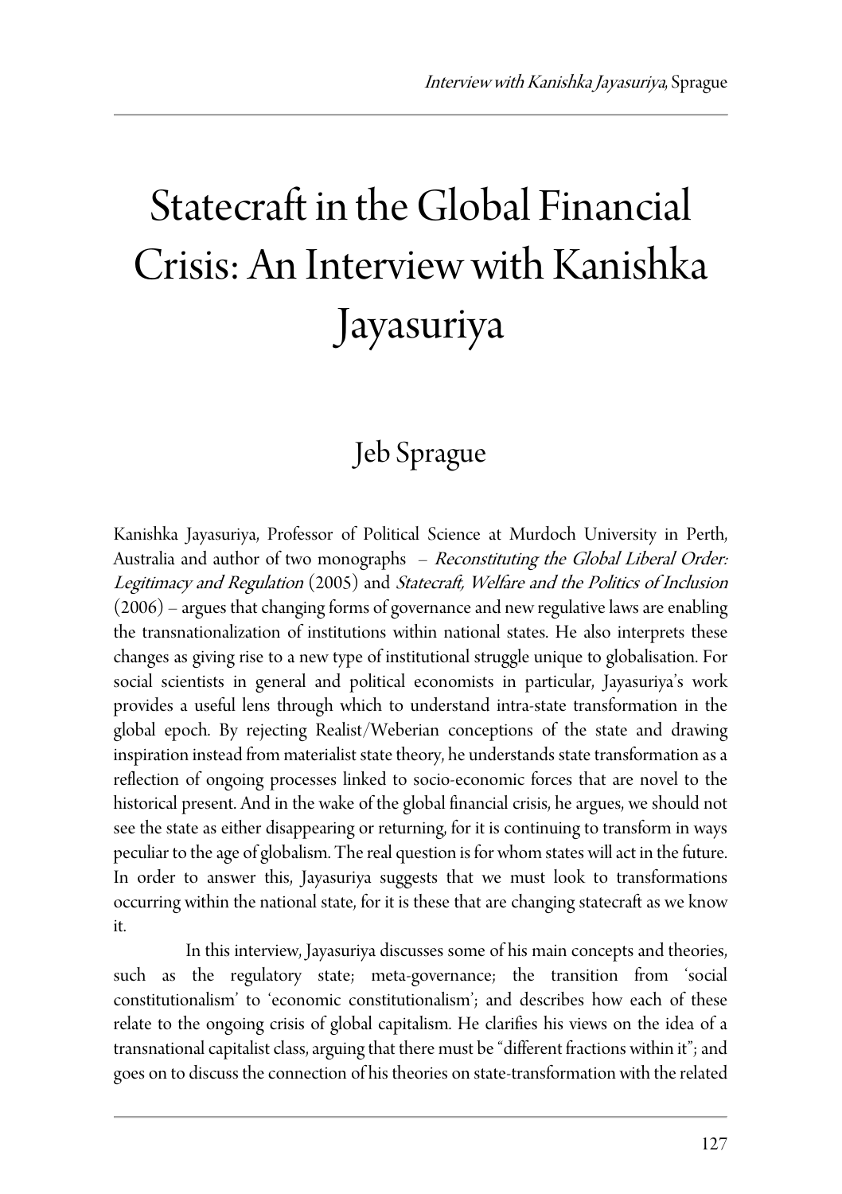# Statecraft in the Global Financial Crisis: An Interview with Kanishka Jayasuriya

## Jeb Sprague

Kanishka Jayasuriya, Professor of Political Science at Murdoch University in Perth, Australia and author of two monographs – *Reconstituting the Global Liberal Order: Legitimacy and Regulation* (2005) and *Statecraft, Welfare and the Politics of Inclusion* (2006) – argues that changing forms of governance and new regulative laws are enabling the transnationalization of institutions within national states. He also interprets these changes as giving rise to a new type of institutional struggle unique to globalisation. For social scientists in general and political economists in particular, Jayasuriya's work provides a useful lens through which to understand intra-state transformation in the global epoch. By rejecting Realist/Weberian conceptions of the state and drawing inspiration instead from materialist state theory, he understands state transformation as a reflection of ongoing processes linked to socio-economic forces that are novel to the historical present. And in the wake of the global financial crisis, he argues, we should not see the state as either disappearing or returning, for it is continuing to transform in ways peculiar to the age of globalism. The real question is for whom states will act in the future. In order to answer this, Jayasuriya suggests that we must look to transformations occurring within the national state, for it is these that are changing statecraft as we know it.

In this interview, Jayasuriya discusses some of his main concepts and theories, such as the regulatory state; meta-governance; the transition from 'social constitutionalism' to 'economic constitutionalism'; and describes how each of these relate to the ongoing crisis of global capitalism. He clarifies his views on the idea of a transnational capitalist class, arguing that there must be "different fractions within it"; and goes on to discuss the connection of his theories on state-transformation with the related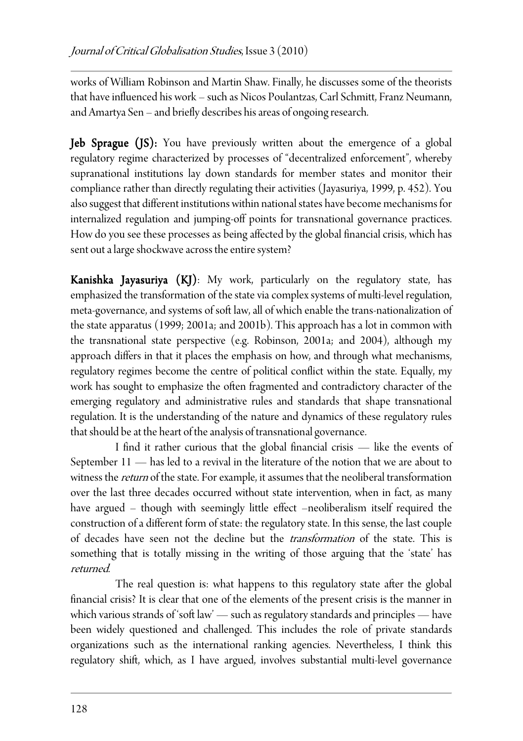works of William Robinson and Martin Shaw. Finally, he discusses some of the theorists that have influenced his work – such as Nicos Poulantzas, Carl Schmitt, Franz Neumann, and Amartya Sen – and briefly describes his areas of ongoing research.

**Jeb Sprague (JS):** You have previously written about the emergence of a global regulatory regime characterized by processes of "decentralized enforcement", whereby supranational institutions lay down standards for member states and monitor their compliance rather than directly regulating their activities (Jayasuriya, 1999, p. 452). You also suggest that different institutions within national states have become mechanisms for internalized regulation and jumping-off points for transnational governance practices. How do you see these processes as being affected by the global financial crisis, which has sent out a large shockwave across the entire system?

**Kanishka Jayasuriya (KJ)**: My work, particularly on the regulatory state, has emphasized the transformation of the state via complex systems of multi-level regulation, meta-governance, and systems of soft law, all of which enable the trans-nationalization of the state apparatus (1999; 2001a; and 2001b). This approach has a lot in common with the transnational state perspective (e.g. Robinson, 2001a; and 2004), although my approach differs in that it places the emphasis on how, and through what mechanisms, regulatory regimes become the centre of political conflict within the state. Equally, my work has sought to emphasize the often fragmented and contradictory character of the emerging regulatory and administrative rules and standards that shape transnational regulation. It is the understanding of the nature and dynamics of these regulatory rules that should be at the heart of the analysis of transnational governance.

I find it rather curious that the global financial crisis — like the events of September 11 — has led to a revival in the literature of the notion that we are about to witness the *return* of the state. For example, it assumes that the neoliberal transformation over the last three decades occurred without state intervention, when in fact, as many have argued – though with seemingly little effect –neoliberalism itself required the construction of a different form of state: the regulatory state. In this sense, the last couple of decades have seen not the decline but the *transformation* of the state. This is something that is totally missing in the writing of those arguing that the 'state' has *returned*.

The real question is: what happens to this regulatory state after the global financial crisis? It is clear that one of the elements of the present crisis is the manner in which various strands of 'soft law' — such as regulatory standards and principles — have been widely questioned and challenged. This includes the role of private standards organizations such as the international ranking agencies. Nevertheless, I think this regulatory shift, which, as I have argued, involves substantial multi-level governance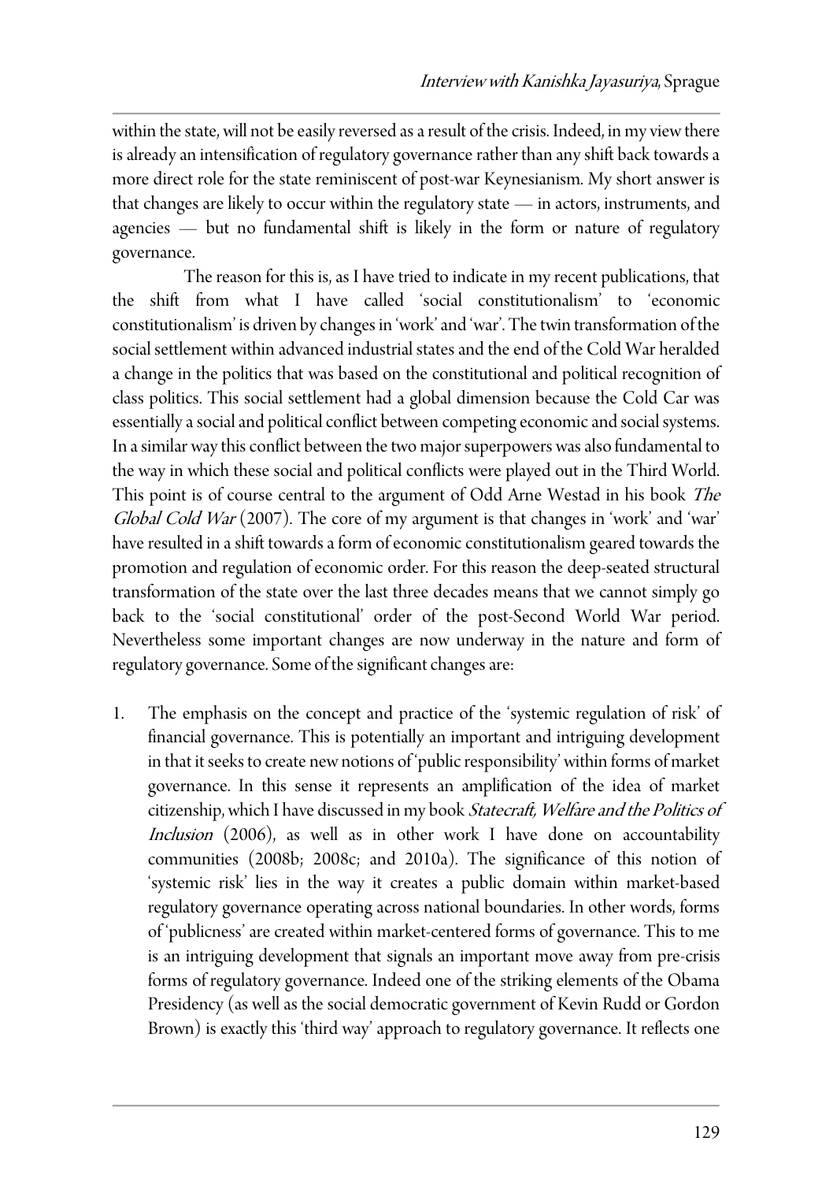within the state, will not be easily reversed as a result of the crisis. Indeed, in my view there is already an intensification of regulatory governance rather than any shift back towards a more direct role for the state reminiscent of post-war Keynesianism. My short answer is that changes are likely to occur within the regulatory state — in actors, instruments, and agencies — but no fundamental shift is likely in the form or nature of regulatory governance.

The reason for this is, as I have tried to indicate in my recent publications, that the shift from what I have called 'social constitutionalism' to 'economic constitutionalism' is driven by changes in 'work' and 'war'. The twin transformation of the social settlement within advanced industrial states and the end of the Cold War heralded a change in the politics that was based on the constitutional and political recognition of class politics. This social settlement had a global dimension because the Cold Car was essentially a social and political conflict between competing economic and social systems. In a similar way this conflict between the two major superpowers was also fundamental to the way in which these social and political conflicts were played out in the Third World. This point is of course central to the argument of Odd Arne Westad in his book *The Global Cold War* (2007). The core of my argument is that changes in 'work' and 'war' have resulted in a shift towards a form of economic constitutionalism geared towards the promotion and regulation of economic order. For this reason the deep-seated structural transformation of the state over the last three decades means that we cannot simply go back to the 'social constitutional' order of the post-Second World War period. Nevertheless some important changes are now underway in the nature and form of regulatory governance. Some of the significant changes are:

1. The emphasis on the concept and practice of the 'systemic regulation of risk' of financial governance. This is potentially an important and intriguing development in that it seeks to create new notions of 'public responsibility' within forms of market governance. In this sense it represents an amplification of the idea of market citizenship, which I have discussed in my book *Statecraft, Welfare and the Politics of Inclusion* (2006), as well as in other work I have done on accountability communities (2008b; 2008c; and 2010a). The significance of this notion of 'systemic risk' lies in the way it creates a public domain within market-based regulatory governance operating across national boundaries. In other words, forms of 'publicness' are created within market-centered forms of governance. This to me is an intriguing development that signals an important move away from pre-crisis forms of regulatory governance. Indeed one of the striking elements of the Obama Presidency (as well as the social democratic government of Kevin Rudd or Gordon Brown) is exactly this 'third way' approach to regulatory governance. It reflects one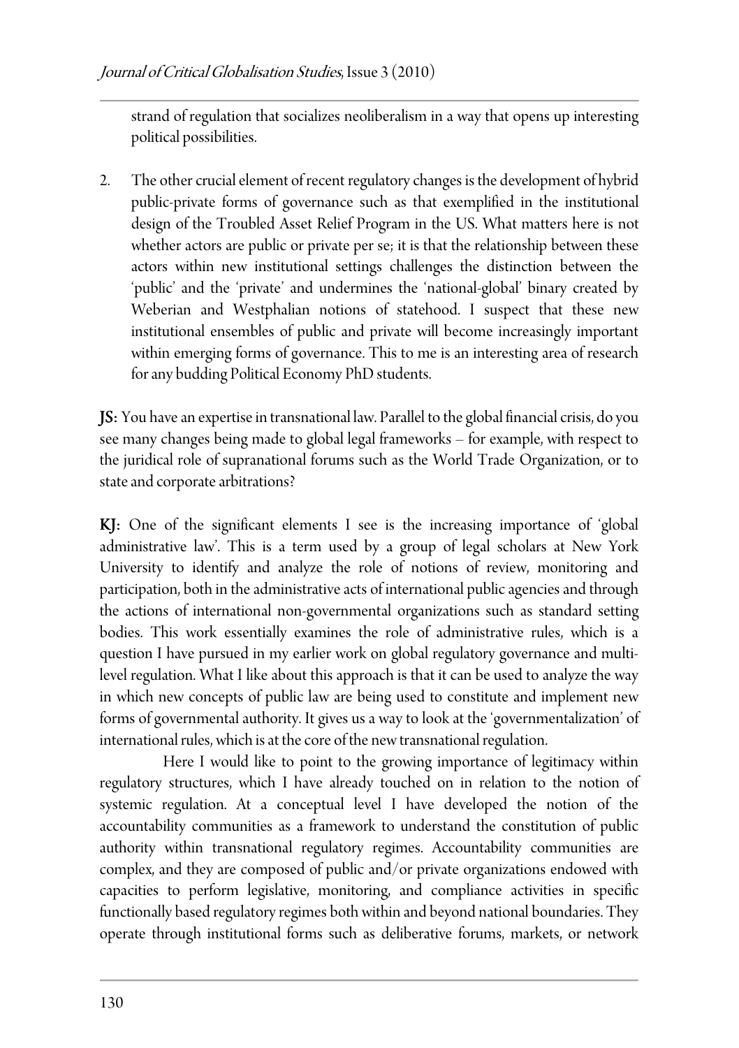strand of regulation that socializes neoliberalism in a way that opens up interesting political possibilities.

2. The other crucial element of recent regulatory changes is the development of hybrid public-private forms of governance such as that exemplified in the institutional design of the Troubled Asset Relief Program in the US. What matters here is not whether actors are public or private per se; it is that the relationship between these actors within new institutional settings challenges the distinction between the 'public' and the 'private' and undermines the 'national-global' binary created by Weberian and Westphalian notions of statehood. I suspect that these new institutional ensembles of public and private will become increasingly important within emerging forms of governance. This to me is an interesting area of research for any budding Political Economy PhD students.

**JS:** You have an expertise in transnational law. Parallel to the global financial crisis, do you see many changes being made to global legal frameworks – for example, with respect to the juridical role of supranational forums such as the World Trade Organization, or to state and corporate arbitrations?

**KJ:** One of the significant elements I see is the increasing importance of 'global administrative law'. This is a term used by a group of legal scholars at New York University to identify and analyze the role of notions of review, monitoring and participation, both in the administrative acts of international public agencies and through the actions of international non-governmental organizations such as standard setting bodies. This work essentially examines the role of administrative rules, which is a question I have pursued in my earlier work on global regulatory governance and multi-level regulation. What I like about this approach is that it can be used to analyze the way in which new concepts of public law are being used to constitute and implement new forms of governmental authority. It gives us a way to look at the 'governmentalization' of international rules, which is at the core of the new transnational regulation.

Here I would like to point to the growing importance of legitimacy within regulatory structures, which I have already touched on in relation to the notion of systemic regulation. At a conceptual level I have developed the notion of the accountability communities as a framework to understand the constitution of public authority within transnational regulatory regimes. Accountability communities are complex, and they are composed of public and/or private organizations endowed with capacities to perform legislative, monitoring, and compliance activities in specific functionally based regulatory regimes both within and beyond national boundaries. They operate through institutional forms such as deliberative forums, markets, or network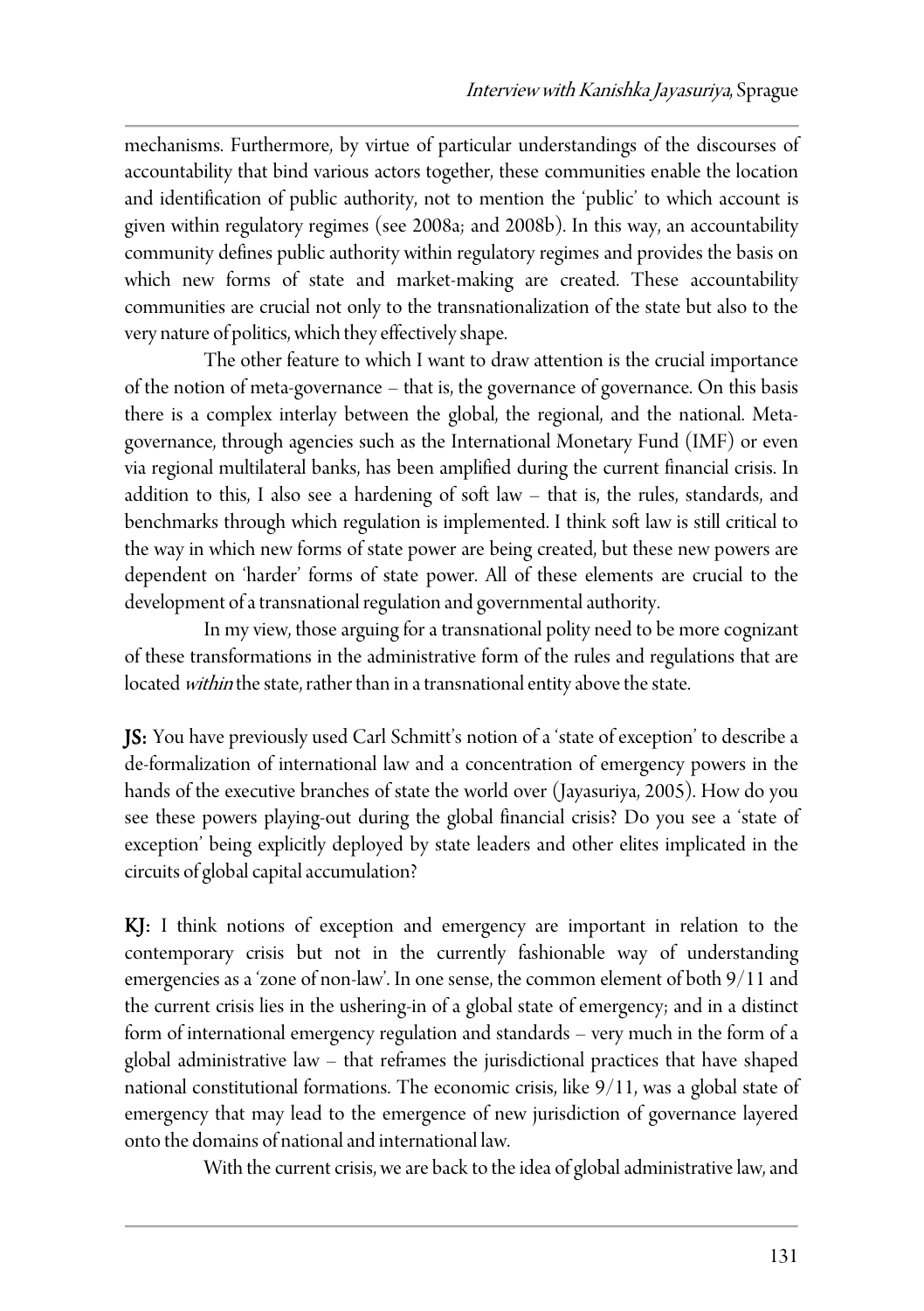mechanisms. Furthermore, by virtue of particular understandings of the discourses of accountability that bind various actors together, these communities enable the location and identification of public authority, not to mention the 'public' to which account is given within regulatory regimes (see 2008a; and 2008b). In this way, an accountability community defines public authority within regulatory regimes and provides the basis on which new forms of state and market-making are created. These accountability communities are crucial not only to the transnationalization of the state but also to the very nature of politics, which they effectively shape.

The other feature to which I want to draw attention is the crucial importance of the notion of meta-governance – that is, the governance of governance. On this basis there is a complex interlay between the global, the regional, and the national. Meta-governance, through agencies such as the International Monetary Fund (IMF) or even via regional multilateral banks, has been amplified during the current financial crisis. In addition to this, I also see a hardening of soft law – that is, the rules, standards, and benchmarks through which regulation is implemented. I think soft law is still critical to the way in which new forms of state power are being created, but these new powers are dependent on 'harder' forms of state power. All of these elements are crucial to the development of a transnational regulation and governmental authority.

In my view, those arguing for a transnational polity need to be more cognizant of these transformations in the administrative form of the rules and regulations that are located *within* the state, rather than in a transnational entity above the state.

**JS:** You have previously used Carl Schmitt's notion of a 'state of exception' to describe a de-formalization of international law and a concentration of emergency powers in the hands of the executive branches of state the world over (Jayasuriya, 2005). How do you see these powers playing-out during the global financial crisis? Do you see a 'state of exception' being explicitly deployed by state leaders and other elites implicated in the circuits of global capital accumulation?

**KJ:** I think notions of exception and emergency are important in relation to the contemporary crisis but not in the currently fashionable way of understanding emergencies as a 'zone of non-law'. In one sense, the common element of both 9/11 and the current crisis lies in the ushering-in of a global state of emergency; and in a distinct form of international emergency regulation and standards – very much in the form of a global administrative law – that reframes the jurisdictional practices that have shaped national constitutional formations. The economic crisis, like 9/11, was a global state of emergency that may lead to the emergence of new jurisdiction of governance layered onto the domains of national and international law.

With the current crisis, we are back to the idea of global administrative law, and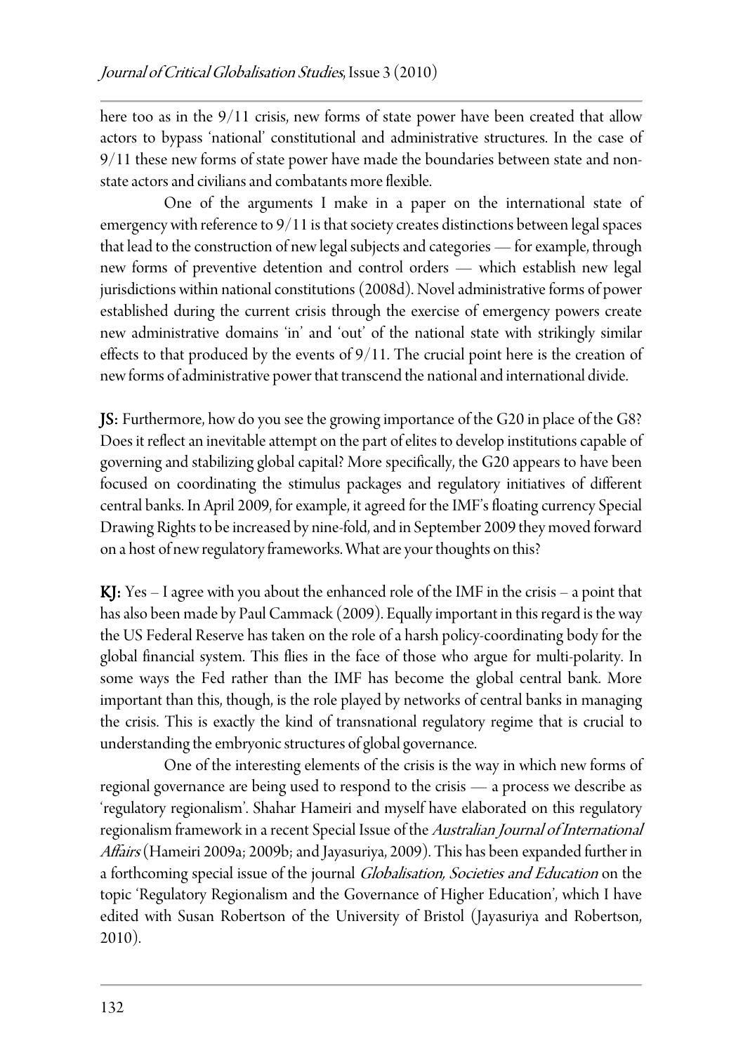here too as in the 9/11 crisis, new forms of state power have been created that allow actors to bypass 'national' constitutional and administrative structures. In the case of 9/11 these new forms of state power have made the boundaries between state and non-state actors and civilians and combatants more flexible.

One of the arguments I make in a paper on the international state of emergency with reference to 9/11 is that society creates distinctions between legal spaces that lead to the construction of new legal subjects and categories — for example, through new forms of preventive detention and control orders — which establish new legal jurisdictions within national constitutions (2008d). Novel administrative forms of power established during the current crisis through the exercise of emergency powers create new administrative domains 'in' and 'out' of the national state with strikingly similar effects to that produced by the events of 9/11. The crucial point here is the creation of new forms of administrative power that transcend the national and international divide.

**JS:** Furthermore, how do you see the growing importance of the G20 in place of the G8? Does it reflect an inevitable attempt on the part of elites to develop institutions capable of governing and stabilizing global capital? More specifically, the G20 appears to have been focused on coordinating the stimulus packages and regulatory initiatives of different central banks. In April 2009, for example, it agreed for the IMF's floating currency Special Drawing Rights to be increased by nine-fold, and in September 2009 they moved forward on a host of new regulatory frameworks. What are your thoughts on this?

**KJ:** Yes – I agree with you about the enhanced role of the IMF in the crisis – a point that has also been made by Paul Cammack (2009). Equally important in this regard is the way the US Federal Reserve has taken on the role of a harsh policy-coordinating body for the global financial system. This flies in the face of those who argue for multi-polarity. In some ways the Fed rather than the IMF has become the global central bank. More important than this, though, is the role played by networks of central banks in managing the crisis. This is exactly the kind of transnational regulatory regime that is crucial to understanding the embryonic structures of global governance.

One of the interesting elements of the crisis is the way in which new forms of regional governance are being used to respond to the crisis — a process we describe as 'regulatory regionalism'. Shahar Hameiri and myself have elaborated on this regulatory regionalism framework in a recent Special Issue of the *Australian Journal of International Affairs* (Hameiri 2009a; 2009b; and Jayasuriya, 2009). This has been expanded further in a forthcoming special issue of the journal *Globalisation, Societies and Education* on the topic 'Regulatory Regionalism and the Governance of Higher Education', which I have edited with Susan Robertson of the University of Bristol (Jayasuriya and Robertson, 2010).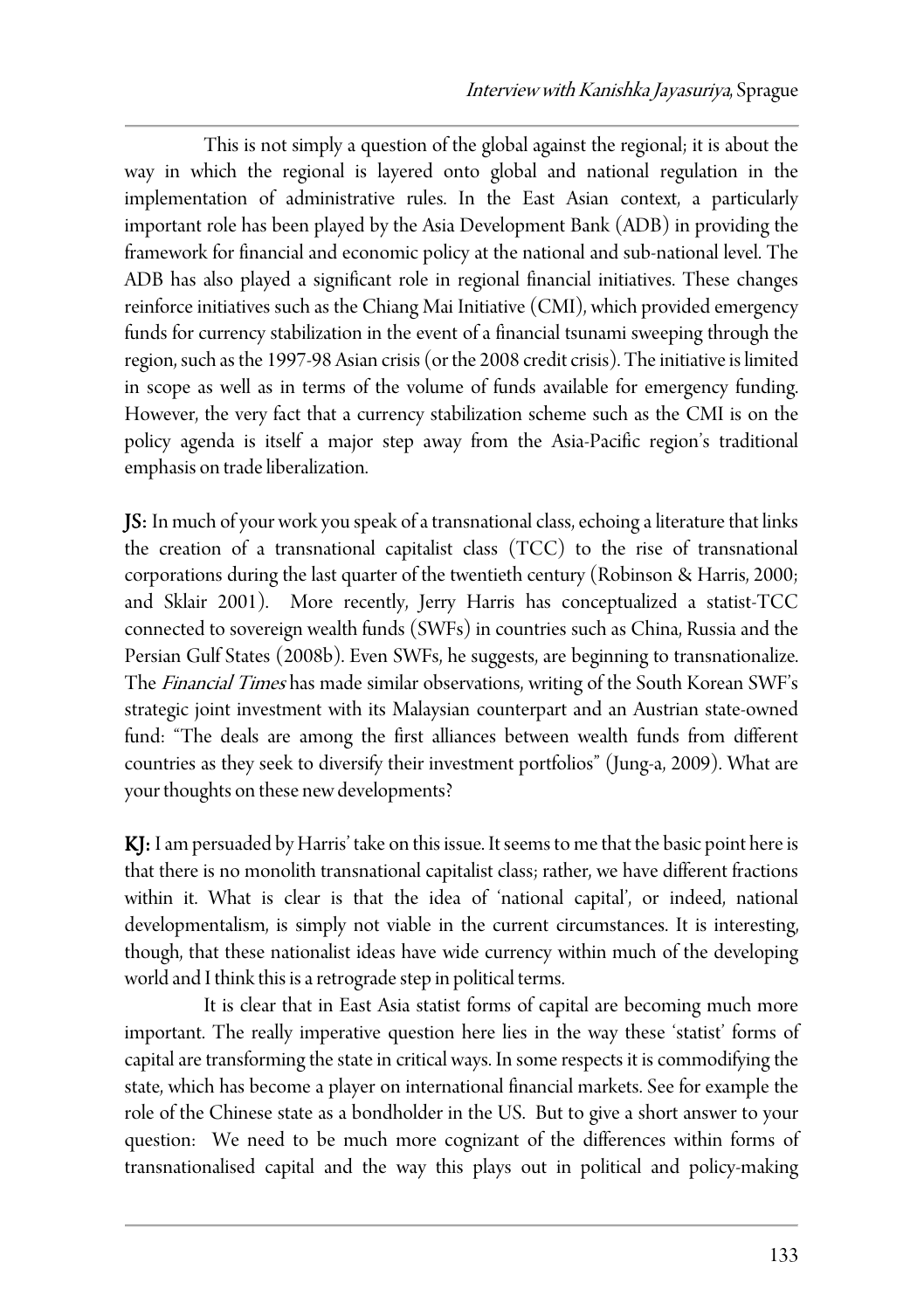This is not simply a question of the global against the regional; it is about the way in which the regional is layered onto global and national regulation in the implementation of administrative rules. In the East Asian context, a particularly important role has been played by the Asia Development Bank (ADB) in providing the framework for financial and economic policy at the national and sub-national level. The ADB has also played a significant role in regional financial initiatives. These changes reinforce initiatives such as the Chiang Mai Initiative (CMI), which provided emergency funds for currency stabilization in the event of a financial tsunami sweeping through the region, such as the 1997-98 Asian crisis (or the 2008 credit crisis). The initiative is limited in scope as well as in terms of the volume of funds available for emergency funding. However, the very fact that a currency stabilization scheme such as the CMI is on the policy agenda is itself a major step away from the Asia-Pacific region's traditional emphasis on trade liberalization.

**JS:** In much of your work you speak of a transnational class, echoing a literature that links the creation of a transnational capitalist class (TCC) to the rise of transnational corporations during the last quarter of the twentieth century (Robinson & Harris, 2000; and Sklair 2001). More recently, Jerry Harris has conceptualized a statist-TCC connected to sovereign wealth funds (SWFs) in countries such as China, Russia and the Persian Gulf States (2008b). Even SWFs, he suggests, are beginning to transnationalize. The *Financial Times* has made similar observations, writing of the South Korean SWF's strategic joint investment with its Malaysian counterpart and an Austrian state-owned fund: "The deals are among the first alliances between wealth funds from different countries as they seek to diversify their investment portfolios" (Jung-a, 2009). What are your thoughts on these new developments?

**KJ:** I am persuaded by Harris' take on this issue. It seems to me that the basic point here is that there is no monolith transnational capitalist class; rather, we have different fractions within it. What is clear is that the idea of 'national capital', or indeed, national developmentalism, is simply not viable in the current circumstances. It is interesting, though, that these nationalist ideas have wide currency within much of the developing world and I think this is a retrograde step in political terms.

It is clear that in East Asia statist forms of capital are becoming much more important. The really imperative question here lies in the way these 'statist' forms of capital are transforming the state in critical ways. In some respects it is commodifying the state, which has become a player on international financial markets. See for example the role of the Chinese state as a bondholder in the US. But to give a short answer to your question: We need to be much more cognizant of the differences within forms of transnationalised capital and the way this plays out in political and policy-making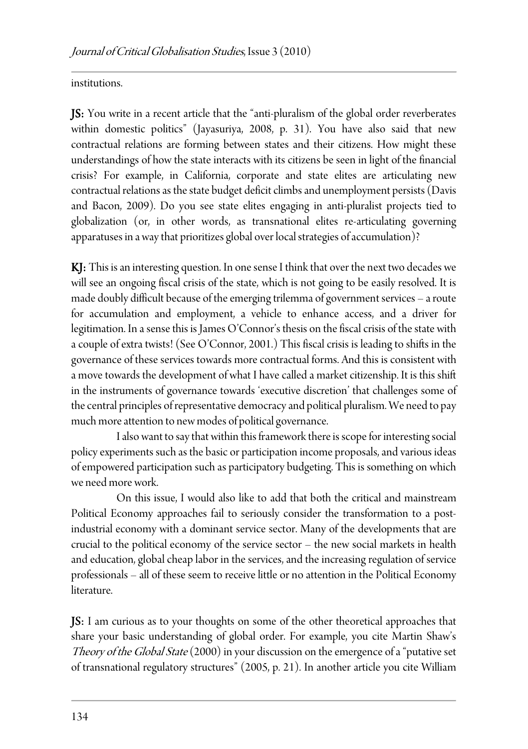institutions.

**JS:** You write in a recent article that the "anti-pluralism of the global order reverberates within domestic politics" (Jayasuriya, 2008, p. 31). You have also said that new contractual relations are forming between states and their citizens. How might these understandings of how the state interacts with its citizens be seen in light of the financial crisis? For example, in California, corporate and state elites are articulating new contractual relations as the state budget deficit climbs and unemployment persists (Davis and Bacon, 2009). Do you see state elites engaging in anti-pluralist projects tied to globalization (or, in other words, as transnational elites re-articulating governing apparatuses in a way that prioritizes global over local strategies of accumulation)?

**KJ:** This is an interesting question. In one sense I think that over the next two decades we will see an ongoing fiscal crisis of the state, which is not going to be easily resolved. It is made doubly difficult because of the emerging trilemma of government services – a route for accumulation and employment, a vehicle to enhance access, and a driver for legitimation. In a sense this is James O'Connor's thesis on the fiscal crisis of the state with a couple of extra twists! (See O'Connor, 2001.) This fiscal crisis is leading to shifts in the governance of these services towards more contractual forms. And this is consistent with a move towards the development of what I have called a market citizenship. It is this shift in the instruments of governance towards 'executive discretion' that challenges some of the central principles of representative democracy and political pluralism. We need to pay much more attention to new modes of political governance.

I also want to say that within this framework there is scope for interesting social policy experiments such as the basic or participation income proposals, and various ideas of empowered participation such as participatory budgeting. This is something on which we need more work.

On this issue, I would also like to add that both the critical and mainstream Political Economy approaches fail to seriously consider the transformation to a post-industrial economy with a dominant service sector. Many of the developments that are crucial to the political economy of the service sector – the new social markets in health and education, global cheap labor in the services, and the increasing regulation of service professionals – all of these seem to receive little or no attention in the Political Economy literature.

**JS:** I am curious as to your thoughts on some of the other theoretical approaches that share your basic understanding of global order. For example, you cite Martin Shaw's *Theory of the Global State* (2000) in your discussion on the emergence of a "putative set of transnational regulatory structures" (2005, p. 21). In another article you cite William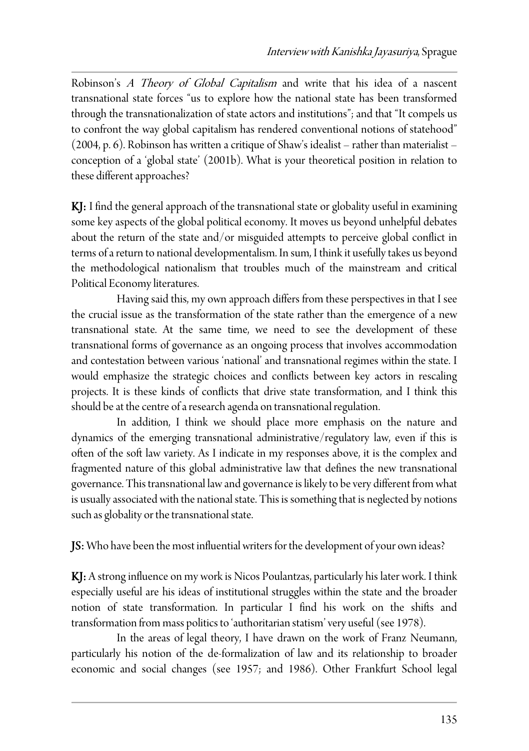Robinson's *A Theory of Global Capitalism* and write that his idea of a nascent transnational state forces "us to explore how the national state has been transformed through the transnationalization of state actors and institutions"; and that "It compels us to confront the way global capitalism has rendered conventional notions of statehood" (2004, p. 6). Robinson has written a critique of Shaw's idealist – rather than materialist – conception of a 'global state' (2001b). What is your theoretical position in relation to these different approaches?

**KJ:** I find the general approach of the transnational state or globality useful in examining some key aspects of the global political economy. It moves us beyond unhelpful debates about the return of the state and/or misguided attempts to perceive global conflict in terms of a return to national developmentalism. In sum, I think it usefully takes us beyond the methodological nationalism that troubles much of the mainstream and critical Political Economy literatures.

Having said this, my own approach differs from these perspectives in that I see the crucial issue as the transformation of the state rather than the emergence of a new transnational state. At the same time, we need to see the development of these transnational forms of governance as an ongoing process that involves accommodation and contestation between various 'national' and transnational regimes within the state. I would emphasize the strategic choices and conflicts between key actors in rescaling projects. It is these kinds of conflicts that drive state transformation, and I think this should be at the centre of a research agenda on transnational regulation.

In addition, I think we should place more emphasis on the nature and dynamics of the emerging transnational administrative/regulatory law, even if this is often of the soft law variety. As I indicate in my responses above, it is the complex and fragmented nature of this global administrative law that defines the new transnational governance. This transnational law and governance is likely to be very different from what is usually associated with the national state. This is something that is neglected by notions such as globality or the transnational state.

**JS:** Who have been the most influential writers for the development of your own ideas?

**KJ:** A strong influence on my work is Nicos Poulantzas, particularly his later work. I think especially useful are his ideas of institutional struggles within the state and the broader notion of state transformation. In particular I find his work on the shifts and transformation from mass politics to 'authoritarian statism' very useful (see 1978).

In the areas of legal theory, I have drawn on the work of Franz Neumann, particularly his notion of the de-formalization of law and its relationship to broader economic and social changes (see 1957; and 1986). Other Frankfurt School legal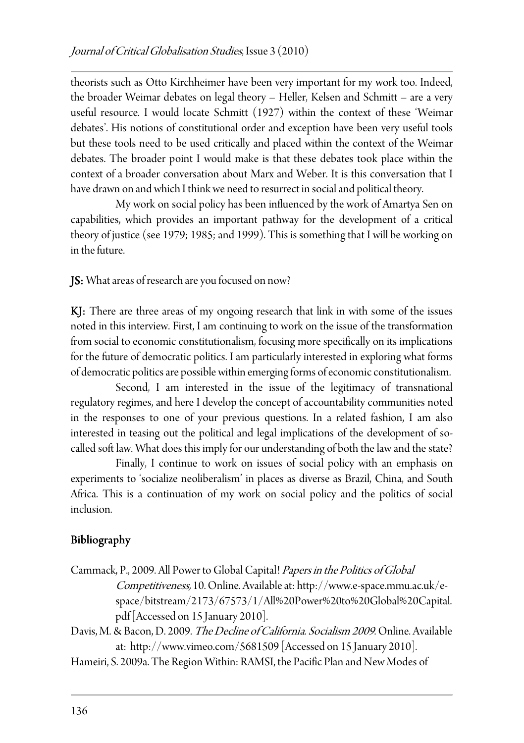theorists such as Otto Kirchheimer have been very important for my work too. Indeed, the broader Weimar debates on legal theory – Heller, Kelsen and Schmitt – are a very useful resource. I would locate Schmitt (1927) within the context of these 'Weimar debates'. His notions of constitutional order and exception have been very useful tools but these tools need to be used critically and placed within the context of the Weimar debates. The broader point I would make is that these debates took place within the context of a broader conversation about Marx and Weber. It is this conversation that I have drawn on and which I think we need to resurrect in social and political theory.

My work on social policy has been influenced by the work of Amartya Sen on capabilities, which provides an important pathway for the development of a critical theory of justice (see 1979; 1985; and 1999). This is something that I will be working on in the future.

**JS:** What areas of research are you focused on now?

**KJ:** There are three areas of my ongoing research that link in with some of the issues noted in this interview. First, I am continuing to work on the issue of the transformation from social to economic constitutionalism, focusing more specifically on its implications for the future of democratic politics. I am particularly interested in exploring what forms of democratic politics are possible within emerging forms of economic constitutionalism.

Second, I am interested in the issue of the legitimacy of transnational regulatory regimes, and here I develop the concept of accountability communities noted in the responses to one of your previous questions. In a related fashion, I am also interested in teasing out the political and legal implications of the development of so-called soft law. What does this imply for our understanding of both the law and the state?

Finally, I continue to work on issues of social policy with an emphasis on experiments to 'socialize neoliberalism' in places as diverse as Brazil, China, and South Africa. This is a continuation of my work on social policy and the politics of social inclusion.

## Bibliography

Cammack, P., 2009. All Power to Global Capital! *Papers in the Politics of Global Competitiveness,* 10. Online. Available at: http://www.e-space.mmu.ac.uk/e-space/bitstream/2173/67573/1/All%20Power%20to%20Global%20Capital.pdf [Accessed on 15 January 2010].

Davis, M. & Bacon, D. 2009. *The Decline of California. Socialism 2009.* Online. Available at: http://www.vimeo.com/5681509 [Accessed on 15 January 2010].

Hameiri, S. 2009a. The Region Within: RAMSI, the Pacific Plan and New Modes of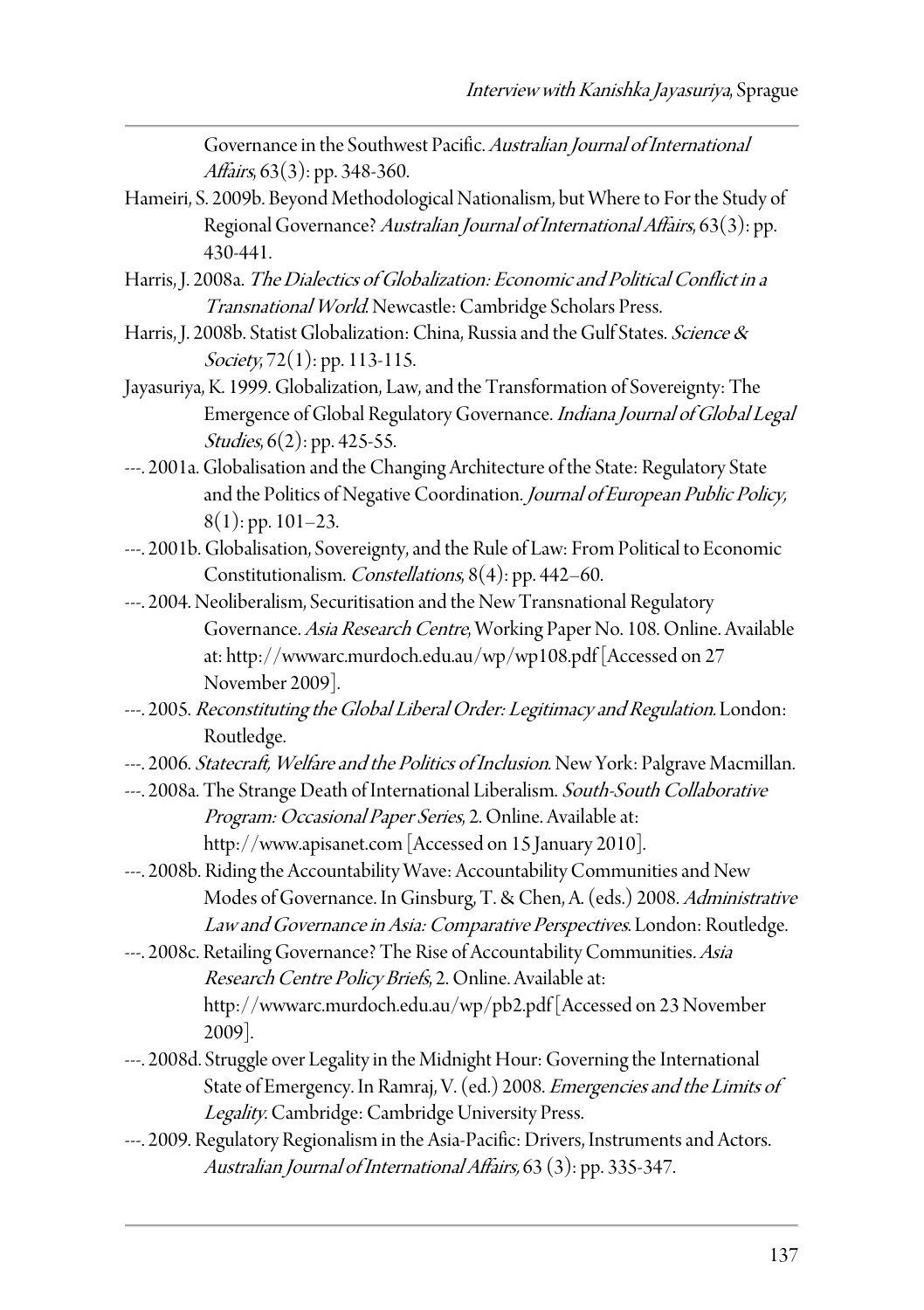Governance in the Southwest Pacific. *Australian Journal of International Affairs*, 63(3): pp. 348-360.

Hameiri, S. 2009b. Beyond Methodological Nationalism, but Where to For the Study of Regional Governance? *Australian Journal of International Affairs*, 63(3): pp. 430-441.

Harris, J. 2008a. *The Dialectics of Globalization: Economic and Political Conflict in a Transnational World*. Newcastle: Cambridge Scholars Press.

Harris, J. 2008b. Statist Globalization: China, Russia and the Gulf States. *Science & Society*, 72(1): pp. 113-115.

Jayasuriya, K. 1999. Globalization, Law, and the Transformation of Sovereignty: The Emergence of Global Regulatory Governance. *Indiana Journal of Global Legal Studies*, 6(2): pp. 425-55.

---. 2001a. Globalisation and the Changing Architecture of the State: Regulatory State and the Politics of Negative Coordination. *Journal of European Public Policy,* 8(1): pp. 101–23.

---. 2001b. Globalisation, Sovereignty, and the Rule of Law: From Political to Economic Constitutionalism. *Constellations*, 8(4): pp. 442–60.

---. 2004. Neoliberalism, Securitisation and the New Transnational Regulatory Governance. *Asia Research Centre*, Working Paper No. 108. Online. Available at: http://wwwarc.murdoch.edu.au/wp/wp108.pdf [Accessed on 27 November 2009].

---. 2005. *Reconstituting the Global Liberal Order: Legitimacy and Regulation*. London: Routledge.

---. 2006. *Statecraft, Welfare and the Politics of Inclusion*. New York: Palgrave Macmillan.

---. 2008a. The Strange Death of International Liberalism. *South-South Collaborative Program: Occasional Paper Series*, 2. Online. Available at: http://www.apisanet.com [Accessed on 15 January 2010].

---. 2008b. Riding the Accountability Wave: Accountability Communities and New Modes of Governance. In Ginsburg, T. & Chen, A. (eds.) 2008. *Administrative Law and Governance in Asia: Comparative Perspectives*. London: Routledge.

---. 2008c. Retailing Governance? The Rise of Accountability Communities. *Asia Research Centre Policy Briefs*, 2. Online. Available at: http://wwwarc.murdoch.edu.au/wp/pb2.pdf [Accessed on 23 November 2009].

---. 2008d. Struggle over Legality in the Midnight Hour: Governing the International State of Emergency. In Ramraj, V. (ed.) 2008. *Emergencies and the Limits of Legality*. Cambridge: Cambridge University Press.

---. 2009. Regulatory Regionalism in the Asia-Pacific: Drivers, Instruments and Actors. *Australian Journal of International Affairs,* 63 (3): pp. 335-347.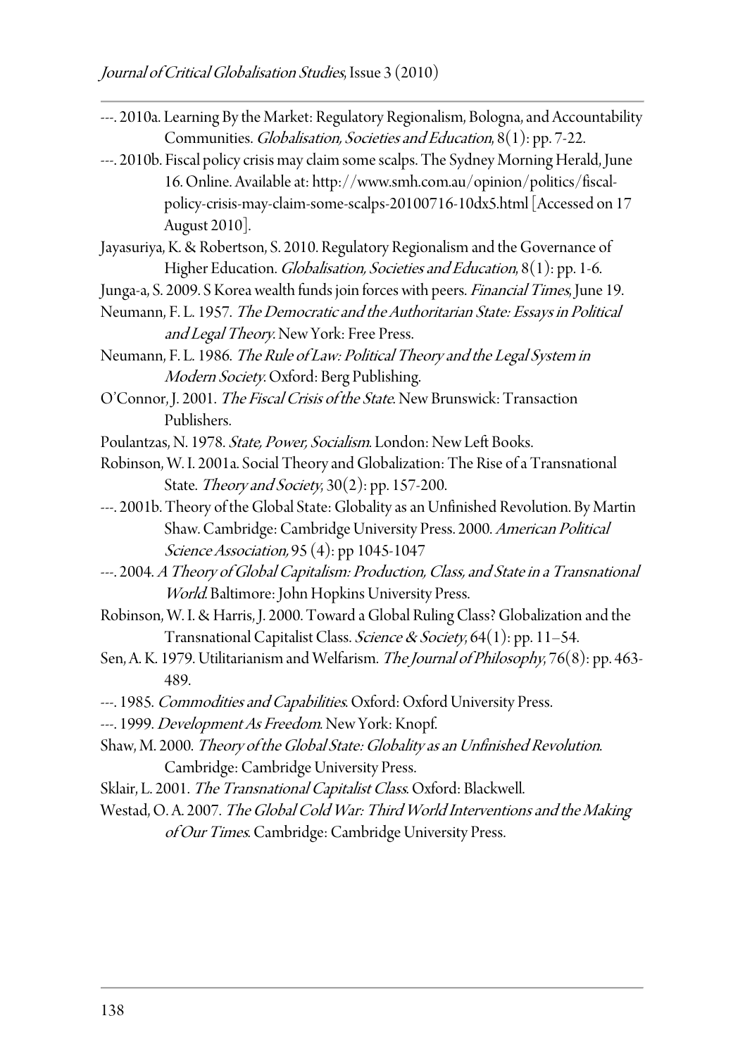---. 2010a. Learning By the Market: Regulatory Regionalism, Bologna, and Accountability Communities. *Globalisation, Societies and Education*, 8(1): pp. 7-22.

---. 2010b. Fiscal policy crisis may claim some scalps. The Sydney Morning Herald, June 16. Online. Available at: http://www.smh.com.au/opinion/politics/fiscal-policy-crisis-may-claim-some-scalps-20100716-10dx5.html [Accessed on 17 August 2010].

Jayasuriya, K. & Robertson, S. 2010. Regulatory Regionalism and the Governance of Higher Education. *Globalisation, Societies and Education*, 8(1): pp. 1-6.

Junga-a, S. 2009. S Korea wealth funds join forces with peers. *Financial Times*, June 19.

Neumann, F. L. 1957. *The Democratic and the Authoritarian State: Essays in Political and Legal Theory*. New York: Free Press.

Neumann, F. L. 1986. *The Rule of Law: Political Theory and the Legal System in Modern Society*. Oxford: Berg Publishing.

O'Connor, J. 2001. *The Fiscal Crisis of the State*. New Brunswick: Transaction Publishers.

Poulantzas, N. 1978. *State, Power, Socialism*. London: New Left Books.

Robinson, W. I. 2001a. Social Theory and Globalization: The Rise of a Transnational State. *Theory and Society*, 30(2): pp. 157-200.

---. 2001b. Theory of the Global State: Globality as an Unfinished Revolution. By Martin Shaw. Cambridge: Cambridge University Press. 2000. *American Political Science Association*, 95 (4): pp 1045-1047

---. 2004. *A Theory of Global Capitalism: Production, Class, and State in a Transnational World*. Baltimore: John Hopkins University Press.

Robinson, W. I. & Harris, J. 2000. Toward a Global Ruling Class? Globalization and the Transnational Capitalist Class. *Science & Society*, 64(1): pp. 11–54.

Sen, A. K. 1979. Utilitarianism and Welfarism. *The Journal of Philosophy*, 76(8): pp. 463-489.

---. 1985. *Commodities and Capabilities*. Oxford: Oxford University Press.

---. 1999. *Development As Freedom*. New York: Knopf.

Shaw, M. 2000. *Theory of the Global State: Globality as an Unfinished Revolution*. Cambridge: Cambridge University Press.

Sklair, L. 2001. *The Transnational Capitalist Class*. Oxford: Blackwell.

Westad, O. A. 2007. *The Global Cold War: Third World Interventions and the Making of Our Times*. Cambridge: Cambridge University Press.